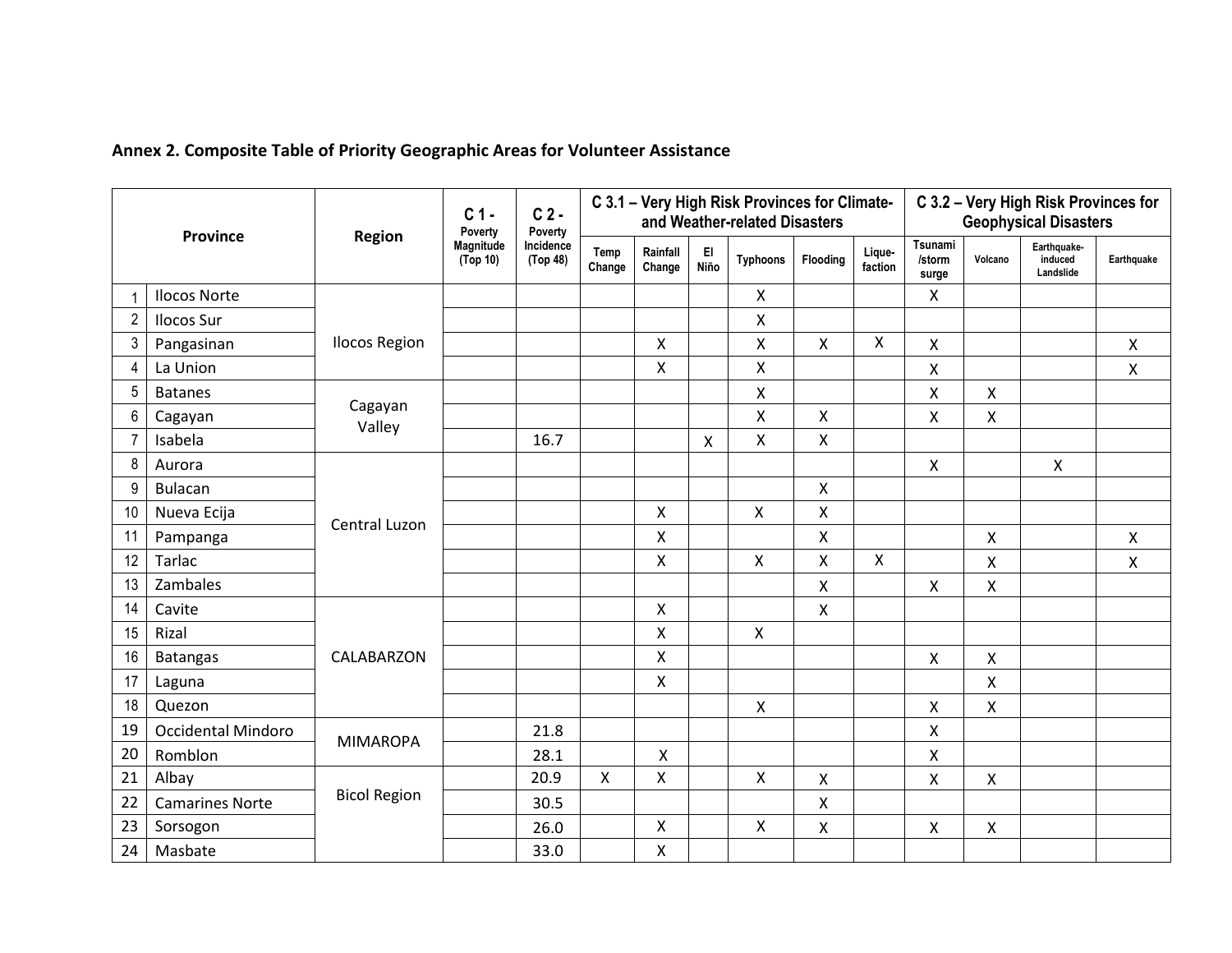**Annex 2. Composite Table of Priority Geographic Areas for Volunteer Assistance**

| | Province | Region | C 1 - Poverty Magnitude (Top 10) | C 2 - Poverty Incidence (Top 48) | C 3.1 – Very High Risk Provinces for Climate- and Weather-related Disasters | | | | | | C 3.2 – Very High Risk Provinces for Geophysical Disasters | | | |
|---|---|---|---|---|---|---|---|---|---|---|---|---|---|---|
| | | | | | Temp Change | Rainfall Change | El Niño | Typhoons | Flooding | Lique-faction | Tsunami /storm surge | Volcano | Earthquake-induced Landslide | Earthquake |
| 1 | Ilocos Norte | Ilocos Region | | | | | | X | | | X | | | |
| 2 | Ilocos Sur | Ilocos Region | | | | | | X | | | | | | |
| 3 | Pangasinan | Ilocos Region | | | | X | | X | X | X | X | | | X |
| 4 | La Union | Ilocos Region | | | | X | | X | | | X | | | X |
| 5 | Batanes | Cagayan Valley | | | | | | X | | | X | X | | |
| 6 | Cagayan | Cagayan Valley | | | | | | X | X | | X | X | | |
| 7 | Isabela | Cagayan Valley | | 16.7 | | | X | X | X | | | | | |
| 8 | Aurora | Central Luzon | | | | | | | | | X | | X | |
| 9 | Bulacan | Central Luzon | | | | | | | X | | | | | |
| 10 | Nueva Ecija | Central Luzon | | | | X | | X | X | | | | | |
| 11 | Pampanga | Central Luzon | | | | X | | | X | | | X | | X |
| 12 | Tarlac | Central Luzon | | | | X | | X | X | X | | X | | X |
| 13 | Zambales | Central Luzon | | | | | | | X | | X | X | | |
| 14 | Cavite | CALABARZON | | | | X | | | X | | | | | |
| 15 | Rizal | CALABARZON | | | | X | | X | | | | | | |
| 16 | Batangas | CALABARZON | | | | X | | | | | X | X | | |
| 17 | Laguna | CALABARZON | | | | X | | | | | | X | | |
| 18 | Quezon | CALABARZON | | | | | | X | | | X | X | | |
| 19 | Occidental Mindoro | MIMAROPA | | 21.8 | | | | | | | X | | | |
| 20 | Romblon | MIMAROPA | | 28.1 | | X | | | | | X | | | |
| 21 | Albay | Bicol Region | | 20.9 | X | X | | X | X | | X | X | | |
| 22 | Camarines Norte | Bicol Region | | 30.5 | | | | | X | | | | | |
| 23 | Sorsogon | Bicol Region | | 26.0 | | X | | X | X | | X | X | | |
| 24 | Masbate | Bicol Region | | 33.0 | | X | | | | | | | | |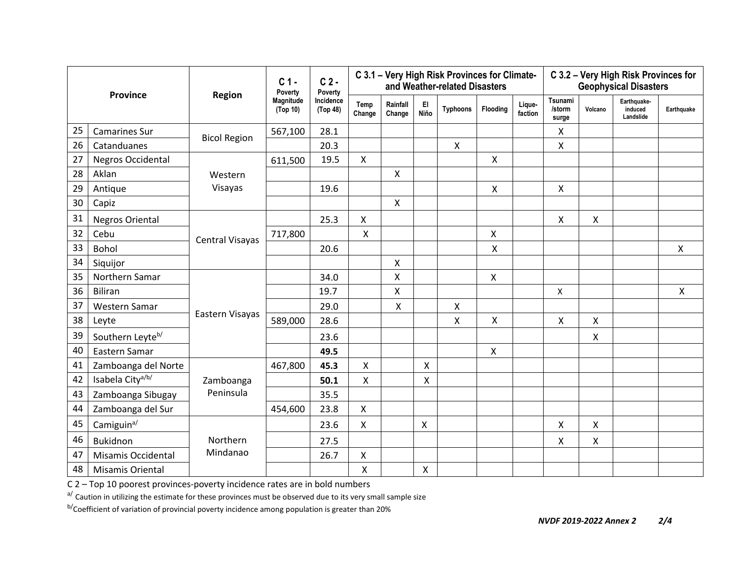| # | Province | Region | C 1 - Poverty Magnitude (Top 10) | C 2 - Poverty Incidence (Top 48) | C 3.1 – Very High Risk Provinces for Climate- and Weather-related Disasters | | | | | | C 3.2 – Very High Risk Provinces for Geophysical Disasters | | | |
|---|---|---|---|---|---|---|---|---|---|---|---|---|---|---|
| | | | | | Temp Change | Rainfall Change | El Niño | Typhoons | Flooding | Lique-faction | Tsunami /storm surge | Volcano | Earthquake-induced Landslide | Earthquake |
| 25 | Camarines Sur | Bicol Region | 567,100 | 28.1 | | | | | | | X | | | |
| 26 | Catanduanes | | | 20.3 | | | | X | | | X | | | |
| 27 | Negros Occidental | Western Visayas | 611,500 | 19.5 | X | | | | X | | | | | |
| 28 | Aklan | | | | | X | | | | | | | | |
| 29 | Antique | | | 19.6 | | | | | X | | X | | | |
| 30 | Capiz | | | | | X | | | | | | | | |
| 31 | Negros Oriental | Central Visayas | | 25.3 | X | | | | | | X | X | | |
| 32 | Cebu | | 717,800 | | X | | | | X | | | | | |
| 33 | Bohol | | | 20.6 | | | | | X | | | | | X |
| 34 | Siquijor | | | | | X | | | | | | | | |
| 35 | Northern Samar | Eastern Visayas | | 34.0 | | X | | | X | | | | | |
| 36 | Biliran | | | 19.7 | | X | | | | | X | | | X |
| 37 | Western Samar | | | 29.0 | | X | | X | | | | | | |
| 38 | Leyte | | 589,000 | 28.6 | | | | X | X | | X | X | | |
| 39 | Southern Leyte[b] | | | 23.6 | | | | | | | | X | | |
| 40 | Eastern Samar | | | **49.5** | | | | | X | | | | | |
| 41 | Zamboanga del Norte | Zamboanga Peninsula | 467,800 | **45.3** | X | | X | | | | | | | |
| 42 | Isabela City[a/b] | | | **50.1** | X | | X | | | | | | | |
| 43 | Zamboanga Sibugay | | | 35.5 | | | | | | | | | | |
| 44 | Zamboanga del Sur | | 454,600 | 23.8 | X | | | | | | | | | |
| 45 | Camiguin[a] | Northern Mindanao | | 23.6 | X | | X | | | | X | X | | |
| 46 | Bukidnon | | | 27.5 | | | | | | | X | X | | |
| 47 | Misamis Occidental | | | 26.7 | X | | | | | | | | | |
| 48 | Misamis Oriental | | | | X | | X | | | | | | | |

C 2 – Top 10 poorest provinces-poverty incidence rates are in bold numbers

[a] Caution in utilizing the estimate for these provinces must be observed due to its very small sample size

[b] Coefficient of variation of provincial poverty incidence among population is greater than 20%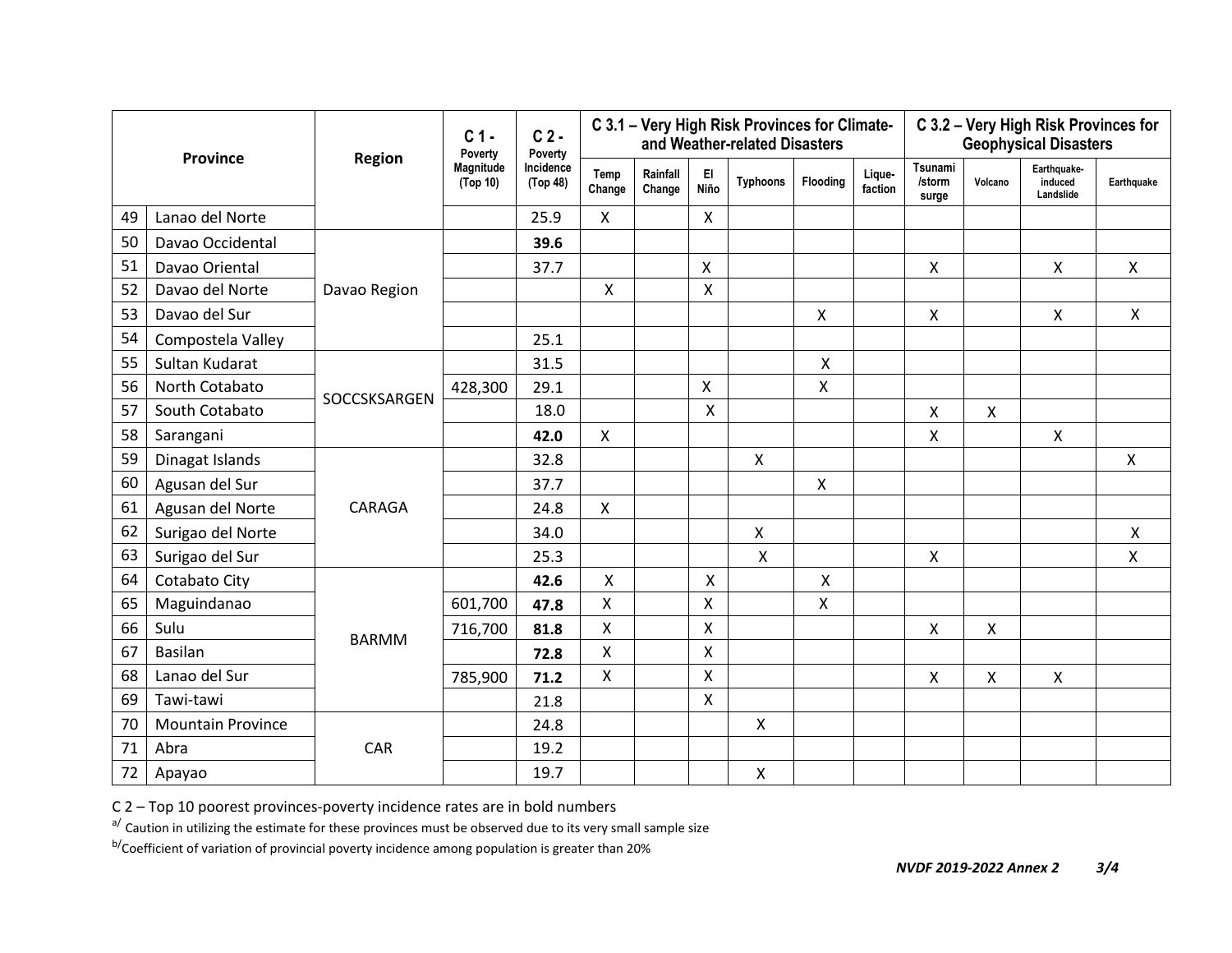| | Province | Region | C 1 - Poverty Magnitude (Top 10) | C 2 - Poverty Incidence (Top 48) | C 3.1 – Very High Risk Provinces for Climate- and Weather-related Disasters | | | | | | C 3.2 – Very High Risk Provinces for Geophysical Disasters | | | |
|---|---|---|---|---|---|---|---|---|---|---|---|---|---|---|
| | | | | | Temp Change | Rainfall Change | El Niño | Typhoons | Flooding | Lique-faction | Tsunami /storm surge | Volcano | Earthquake-induced Landslide | Earthquake |
| 49 | Lanao del Norte | | | 25.9 | X | | X | | | | | | | |
| 50 | Davao Occidental | Davao Region | | **39.6** | | | | | | | | | | |
| 51 | Davao Oriental | Davao Region | | 37.7 | | | X | | | | X | | X | X |
| 52 | Davao del Norte | Davao Region | | | X | | X | | | | | | | |
| 53 | Davao del Sur | Davao Region | | | | | | | X | | X | | X | X |
| 54 | Compostela Valley | Davao Region | | 25.1 | | | | | | | | | | |
| 55 | Sultan Kudarat | SOCCSKSARGEN | | 31.5 | | | | | X | | | | | |
| 56 | North Cotabato | SOCCSKSARGEN | 428,300 | 29.1 | | | X | | X | | | | | |
| 57 | South Cotabato | SOCCSKSARGEN | | 18.0 | | | X | | | | X | X | | |
| 58 | Sarangani | SOCCSKSARGEN | | **42.0** | X | | | | | | X | | X | |
| 59 | Dinagat Islands | CARAGA | | 32.8 | | | | X | | | | | | X |
| 60 | Agusan del Sur | CARAGA | | 37.7 | | | | | X | | | | | |
| 61 | Agusan del Norte | CARAGA | | 24.8 | X | | | | | | | | | |
| 62 | Surigao del Norte | CARAGA | | 34.0 | | | | X | | | | | | X |
| 63 | Surigao del Sur | CARAGA | | 25.3 | | | | X | | | X | | | X |
| 64 | Cotabato City | BARMM | | **42.6** | X | | X | | X | | | | | |
| 65 | Maguindanao | BARMM | 601,700 | **47.8** | X | | X | | X | | | | | |
| 66 | Sulu | BARMM | 716,700 | **81.8** | X | | X | | | | X | X | | |
| 67 | Basilan | BARMM | | **72.8** | X | | X | | | | | | | |
| 68 | Lanao del Sur | BARMM | 785,900 | **71.2** | X | | X | | | | X | X | X | |
| 69 | Tawi-tawi | BARMM | | 21.8 | | | X | | | | | | | |
| 70 | Mountain Province | CAR | | 24.8 | | | | X | | | | | | |
| 71 | Abra | CAR | | 19.2 | | | | | | | | | | |
| 72 | Apayao | CAR | | 19.7 | | | | X | | | | | | |

C 2 – Top 10 poorest provinces-poverty incidence rates are in bold numbers

[a/] Caution in utilizing the estimate for these provinces must be observed due to its very small sample size

[b/] Coefficient of variation of provincial poverty incidence among population is greater than 20%

*NVDF 2019-2022 Annex 2*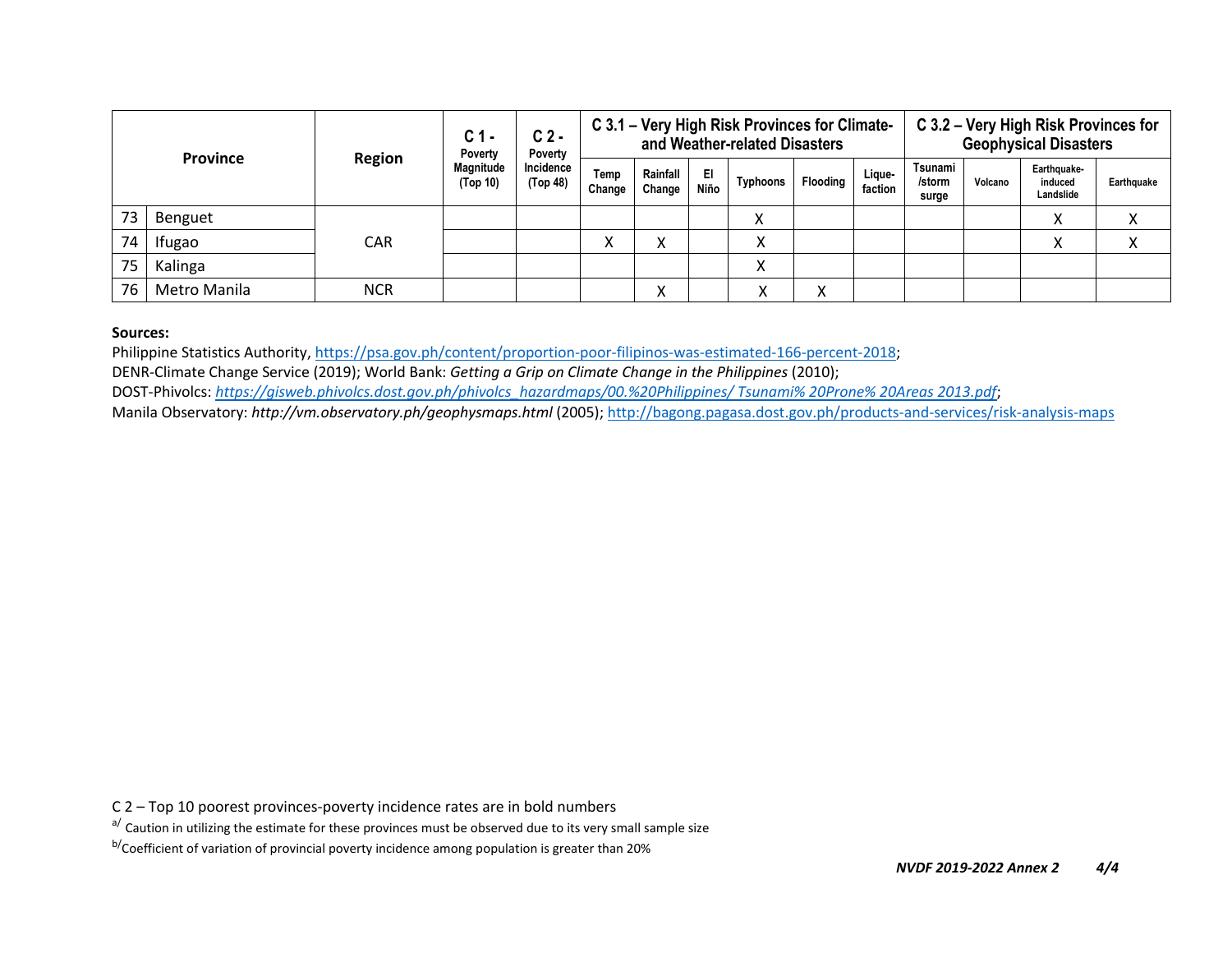| Province | | Region | C 1 - Poverty Magnitude (Top 10) | C 2 - Poverty Incidence (Top 48) | C 3.1 – Very High Risk Provinces for Climate- and Weather-related Disasters | | | | | | C 3.2 – Very High Risk Provinces for Geophysical Disasters | | | |
|---|---|---|---|---|---|---|---|---|---|---|---|---|---|---|
| | | | | | Temp Change | Rainfall Change | El Niño | Typhoons | Flooding | Lique-faction | Tsunami /storm surge | Volcano | Earthquake-induced Landslide | Earthquake |
| 73 | Benguet | CAR | | | | | | X | | | | | X | X |
| 74 | Ifugao | | | | X | X | | X | | | | | X | X |
| 75 | Kalinga | | | | | | | X | | | | | | |
| 76 | Metro Manila | NCR | | | | X | | X | X | | | | | |

**Sources:**

Philippine Statistics Authority, https://psa.gov.ph/content/proportion-poor-filipinos-was-estimated-166-percent-2018;
DENR-Climate Change Service (2019); World Bank: *Getting a Grip on Climate Change in the Philippines* (2010);
DOST-Phivolcs: *https://gisweb.phivolcs.dost.gov.ph/phivolcs_hazardmaps/00.%20Philippines/ Tsunami% 20Prone% 20Areas 2013.pdf*;
Manila Observatory: *http://vm.observatory.ph/geophysmaps.html* (2005); http://bagong.pagasa.dost.gov.ph/products-and-services/risk-analysis-maps

C 2 – Top 10 poorest provinces-poverty incidence rates are in bold numbers

[a/] Caution in utilizing the estimate for these provinces must be observed due to its very small sample size

[b/]Coefficient of variation of provincial poverty incidence among population is greater than 20%